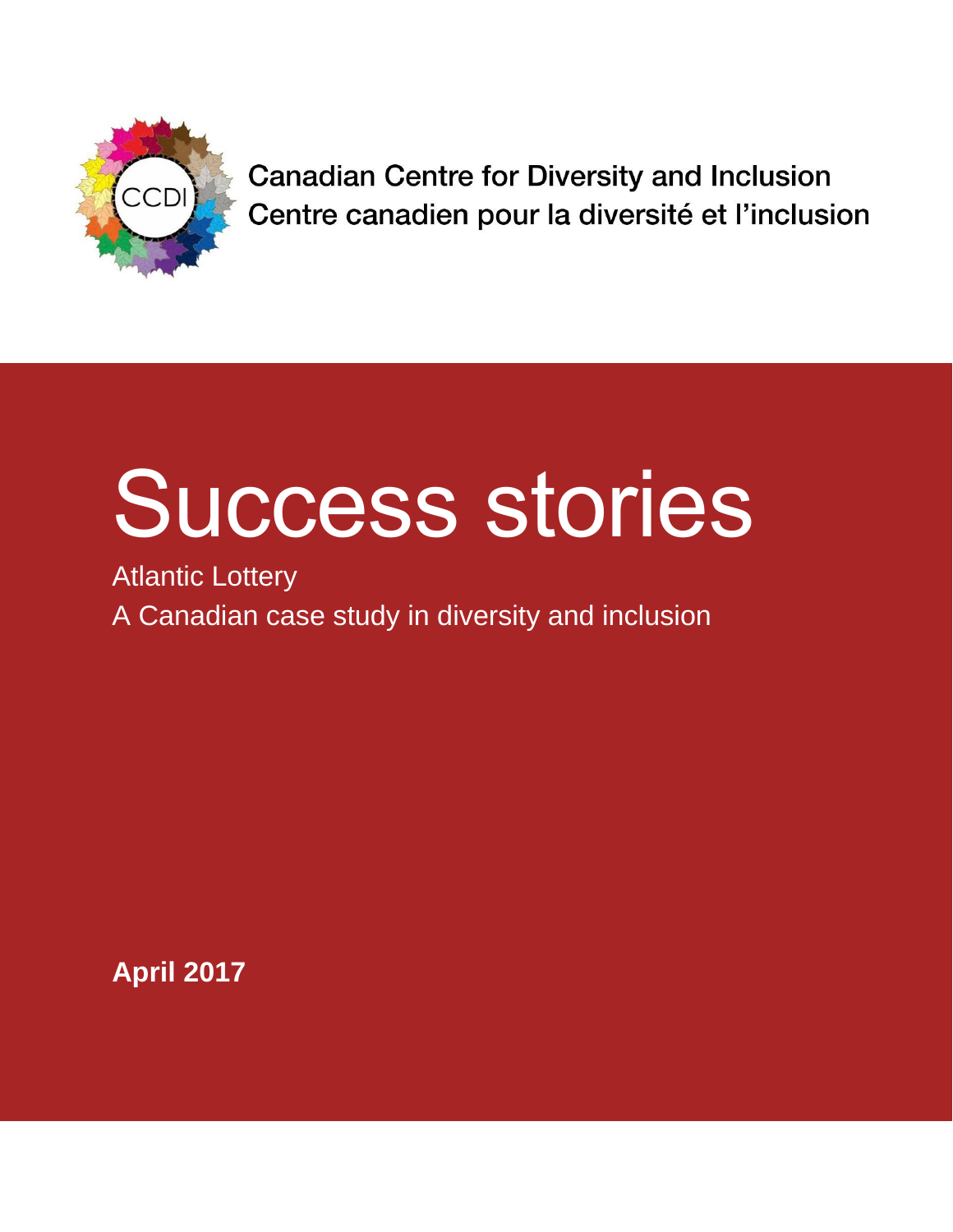CCDI

Canadian Centre for Diversity and Inclusion
Centre canadien pour la diversité et l'inclusion

# Success stories

Atlantic Lottery

A Canadian case study in diversity and inclusion

**April 2017**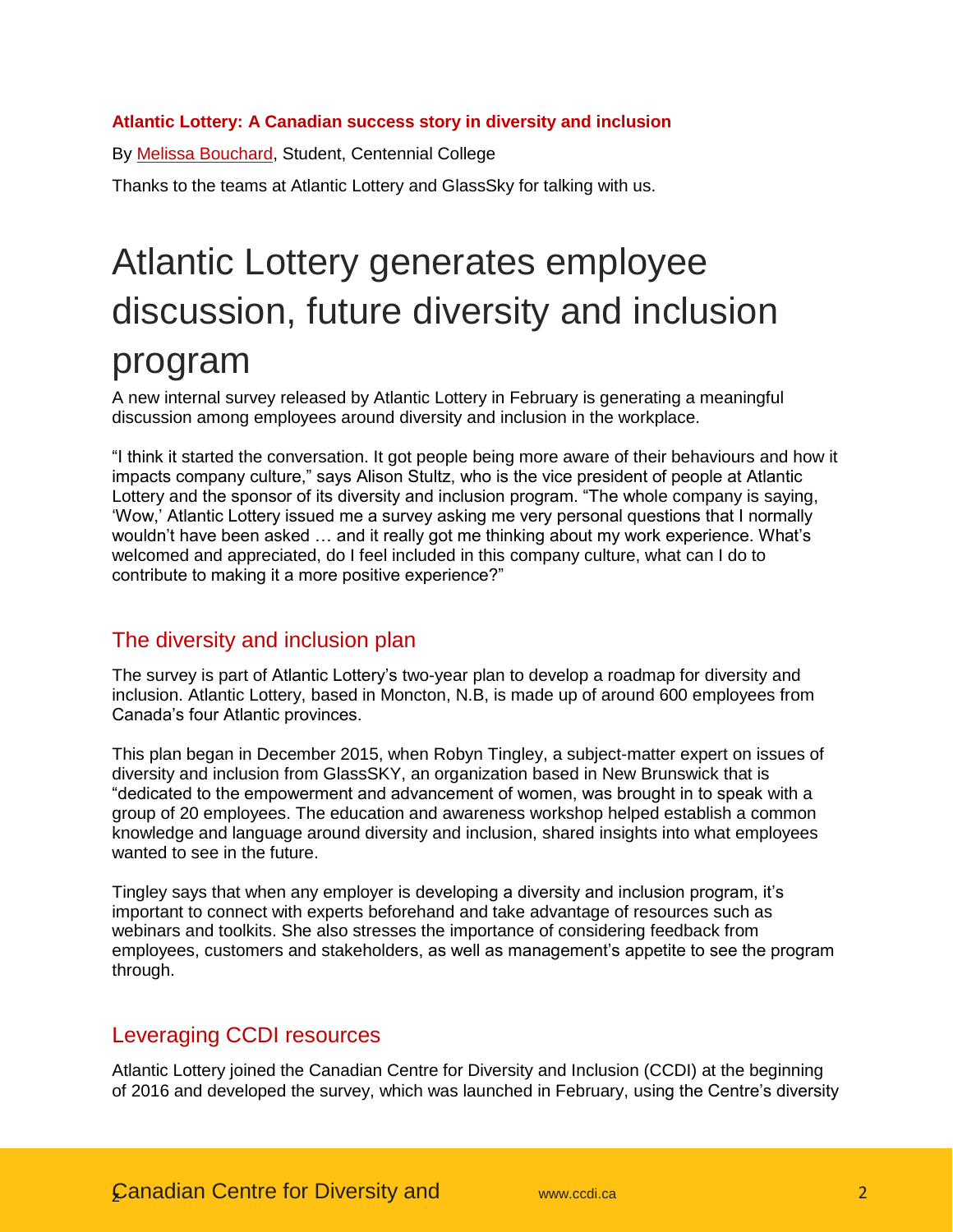**Atlantic Lottery: A Canadian success story in diversity and inclusion**

By Melissa Bouchard, Student, Centennial College

Thanks to the teams at Atlantic Lottery and GlassSky for talking with us.

# Atlantic Lottery generates employee discussion, future diversity and inclusion program

A new internal survey released by Atlantic Lottery in February is generating a meaningful discussion among employees around diversity and inclusion in the workplace.

“I think it started the conversation. It got people being more aware of their behaviours and how it impacts company culture,” says Alison Stultz, who is the vice president of people at Atlantic Lottery and the sponsor of its diversity and inclusion program. “The whole company is saying, ‘Wow,’ Atlantic Lottery issued me a survey asking me very personal questions that I normally wouldn’t have been asked … and it really got me thinking about my work experience. What’s welcomed and appreciated, do I feel included in this company culture, what can I do to contribute to making it a more positive experience?”

## The diversity and inclusion plan

The survey is part of Atlantic Lottery’s two-year plan to develop a roadmap for diversity and inclusion. Atlantic Lottery, based in Moncton, N.B, is made up of around 600 employees from Canada’s four Atlantic provinces.

This plan began in December 2015, when Robyn Tingley, a subject-matter expert on issues of diversity and inclusion from GlassSKY, an organization based in New Brunswick that is “dedicated to the empowerment and advancement of women, was brought in to speak with a group of 20 employees. The education and awareness workshop helped establish a common knowledge and language around diversity and inclusion, shared insights into what employees wanted to see in the future.

Tingley says that when any employer is developing a diversity and inclusion program, it’s important to connect with experts beforehand and take advantage of resources such as webinars and toolkits. She also stresses the importance of considering feedback from employees, customers and stakeholders, as well as management’s appetite to see the program through.

## Leveraging CCDI resources

Atlantic Lottery joined the Canadian Centre for Diversity and Inclusion (CCDI) at the beginning of 2016 and developed the survey, which was launched in February, using the Centre’s diversity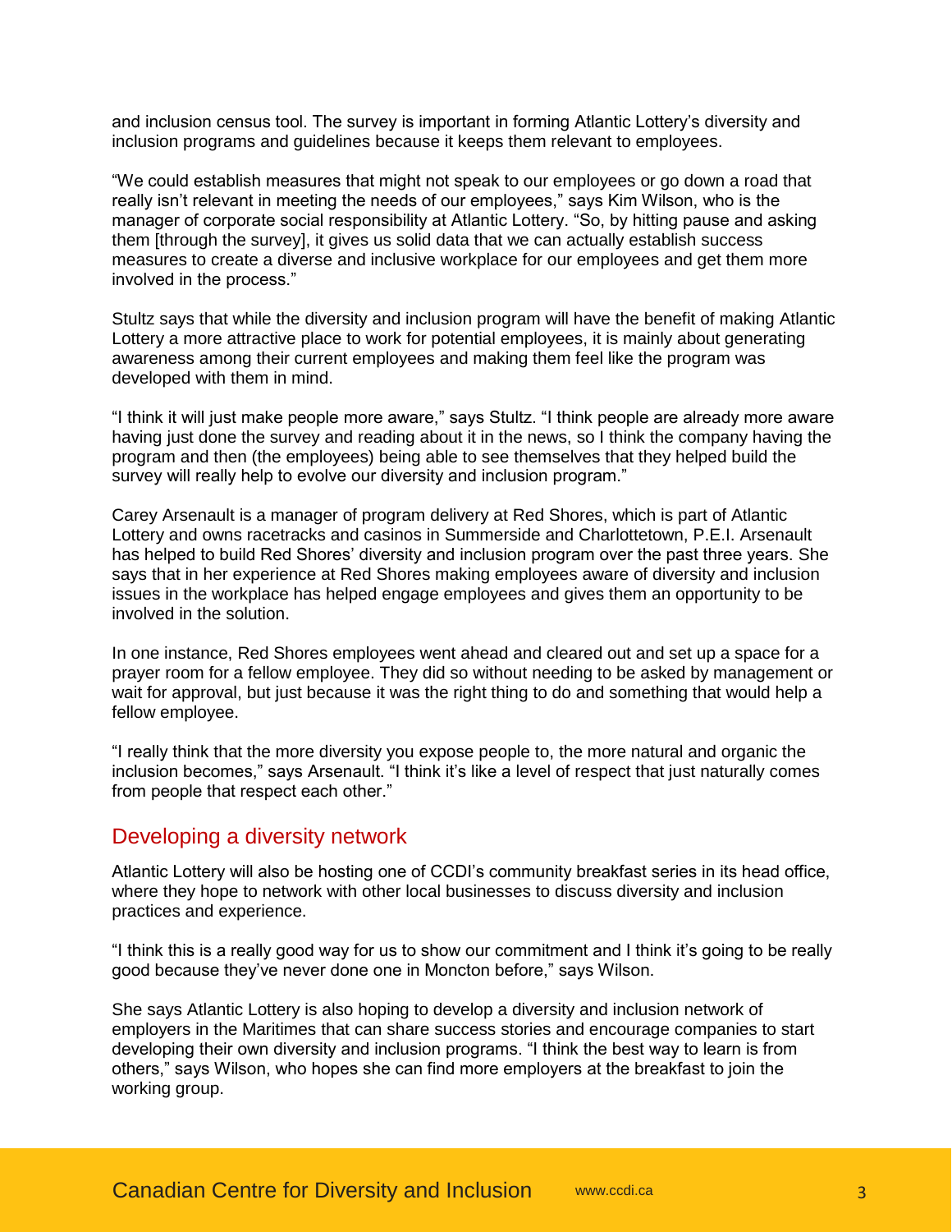and inclusion census tool. The survey is important in forming Atlantic Lottery's diversity and inclusion programs and guidelines because it keeps them relevant to employees.

"We could establish measures that might not speak to our employees or go down a road that really isn't relevant in meeting the needs of our employees," says Kim Wilson, who is the manager of corporate social responsibility at Atlantic Lottery. "So, by hitting pause and asking them [through the survey], it gives us solid data that we can actually establish success measures to create a diverse and inclusive workplace for our employees and get them more involved in the process."

Stultz says that while the diversity and inclusion program will have the benefit of making Atlantic Lottery a more attractive place to work for potential employees, it is mainly about generating awareness among their current employees and making them feel like the program was developed with them in mind.

"I think it will just make people more aware," says Stultz. "I think people are already more aware having just done the survey and reading about it in the news, so I think the company having the program and then (the employees) being able to see themselves that they helped build the survey will really help to evolve our diversity and inclusion program."

Carey Arsenault is a manager of program delivery at Red Shores, which is part of Atlantic Lottery and owns racetracks and casinos in Summerside and Charlottetown, P.E.I. Arsenault has helped to build Red Shores' diversity and inclusion program over the past three years. She says that in her experience at Red Shores making employees aware of diversity and inclusion issues in the workplace has helped engage employees and gives them an opportunity to be involved in the solution.

In one instance, Red Shores employees went ahead and cleared out and set up a space for a prayer room for a fellow employee. They did so without needing to be asked by management or wait for approval, but just because it was the right thing to do and something that would help a fellow employee.

"I really think that the more diversity you expose people to, the more natural and organic the inclusion becomes," says Arsenault. "I think it's like a level of respect that just naturally comes from people that respect each other."

## Developing a diversity network

Atlantic Lottery will also be hosting one of CCDI's community breakfast series in its head office, where they hope to network with other local businesses to discuss diversity and inclusion practices and experience.

"I think this is a really good way for us to show our commitment and I think it's going to be really good because they've never done one in Moncton before," says Wilson.

She says Atlantic Lottery is also hoping to develop a diversity and inclusion network of employers in the Maritimes that can share success stories and encourage companies to start developing their own diversity and inclusion programs. "I think the best way to learn is from others," says Wilson, who hopes she can find more employers at the breakfast to join the working group.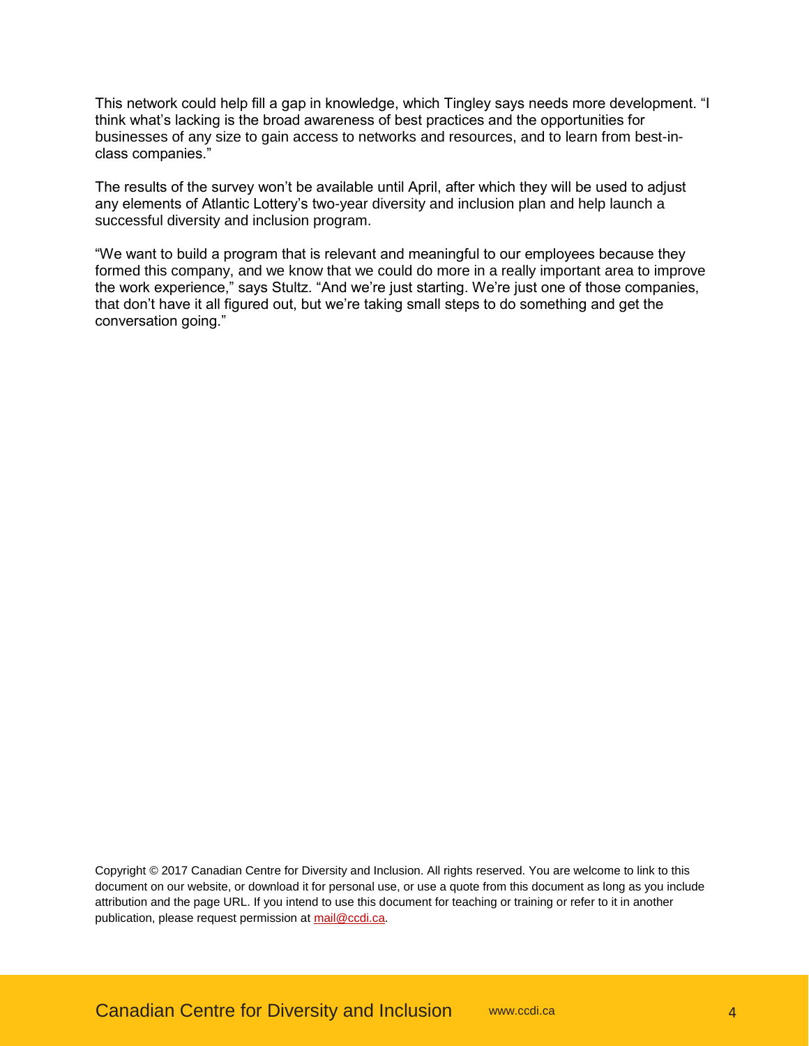This network could help fill a gap in knowledge, which Tingley says needs more development. "I think what's lacking is the broad awareness of best practices and the opportunities for businesses of any size to gain access to networks and resources, and to learn from best-in-class companies."

The results of the survey won't be available until April, after which they will be used to adjust any elements of Atlantic Lottery's two-year diversity and inclusion plan and help launch a successful diversity and inclusion program.

"We want to build a program that is relevant and meaningful to our employees because they formed this company, and we know that we could do more in a really important area to improve the work experience," says Stultz. "And we're just starting. We're just one of those companies, that don't have it all figured out, but we're taking small steps to do something and get the conversation going."

Copyright © 2017 Canadian Centre for Diversity and Inclusion. All rights reserved. You are welcome to link to this document on our website, or download it for personal use, or use a quote from this document as long as you include attribution and the page URL. If you intend to use this document for teaching or training or refer to it in another publication, please request permission at mail@ccdi.ca.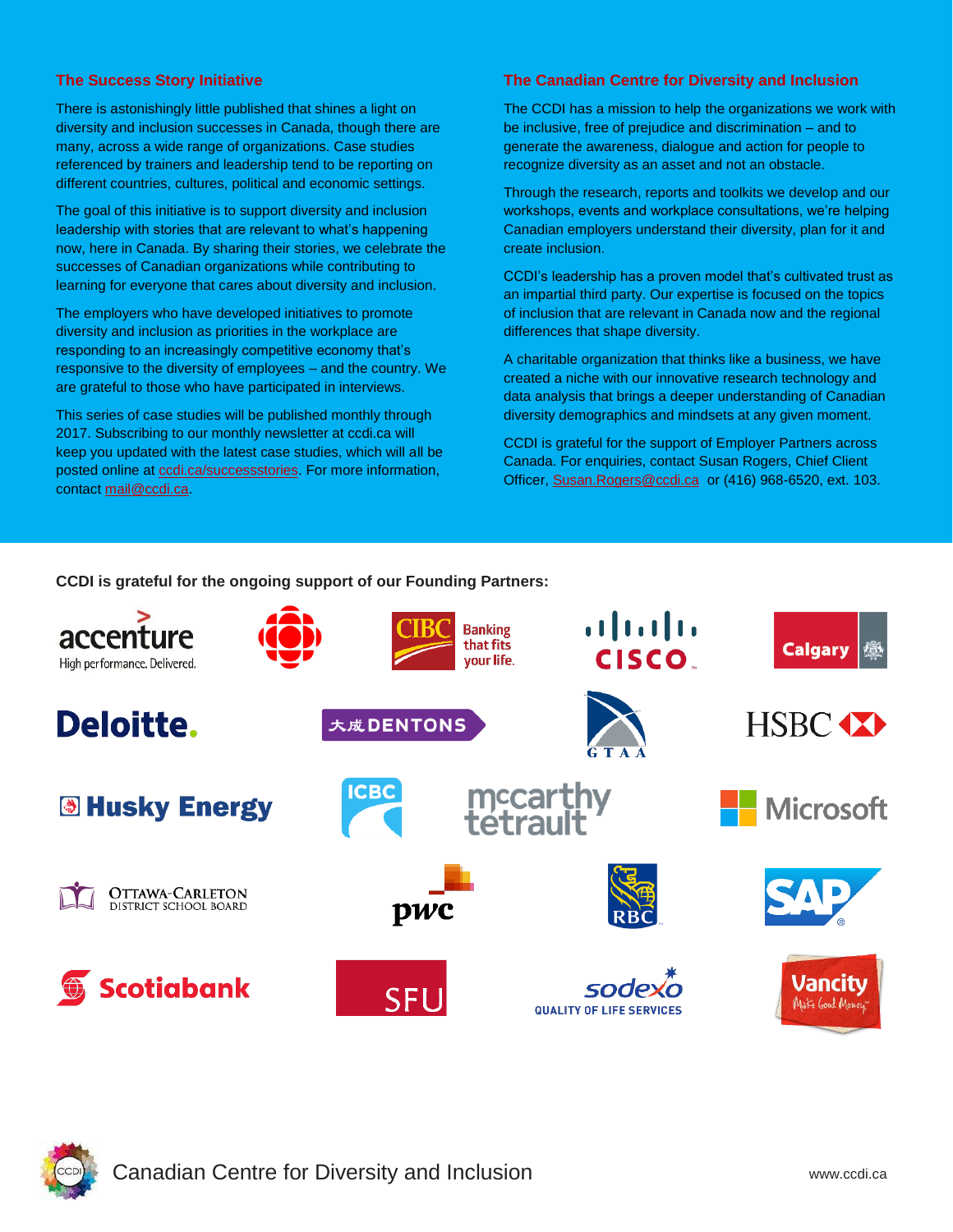## The Success Story Initiative

There is astonishingly little published that shines a light on diversity and inclusion successes in Canada, though there are many, across a wide range of organizations. Case studies referenced by trainers and leadership tend to be reporting on different countries, cultures, political and economic settings.

The goal of this initiative is to support diversity and inclusion leadership with stories that are relevant to what's happening now, here in Canada. By sharing their stories, we celebrate the successes of Canadian organizations while contributing to learning for everyone that cares about diversity and inclusion.

The employers who have developed initiatives to promote diversity and inclusion as priorities in the workplace are responding to an increasingly competitive economy that's responsive to the diversity of employees – and the country. We are grateful to those who have participated in interviews.

This series of case studies will be published monthly through 2017. Subscribing to our monthly newsletter at ccdi.ca will keep you updated with the latest case studies, which will all be posted online at ccdi.ca/successstories. For more information, contact mail@ccdi.ca.

## The Canadian Centre for Diversity and Inclusion

The CCDI has a mission to help the organizations we work with be inclusive, free of prejudice and discrimination – and to generate the awareness, dialogue and action for people to recognize diversity as an asset and not an obstacle.

Through the research, reports and toolkits we develop and our workshops, events and workplace consultations, we're helping Canadian employers understand their diversity, plan for it and create inclusion.

CCDI's leadership has a proven model that's cultivated trust as an impartial third party. Our expertise is focused on the topics of inclusion that are relevant in Canada now and the regional differences that shape diversity.

A charitable organization that thinks like a business, we have created a niche with our innovative research technology and data analysis that brings a deeper understanding of Canadian diversity demographics and mindsets at any given moment.

CCDI is grateful for the support of Employer Partners across Canada. For enquiries, contact Susan Rogers, Chief Client Officer, Susan.Rogers@ccdi.ca or (416) 968-6520, ext. 103.

**CCDI is grateful for the ongoing support of our Founding Partners:**

accenture – High performance. Delivered.
CBC
CIBC – Banking that fits your life.
CISCO
Calgary
Deloitte.
大成 DENTONS
GTAA
HSBC
Husky Energy
ICBC
mccarthy tetrault
Microsoft
Ottawa-Carleton District School Board
pwc
RBC
SAP
Scotiabank
SFU
sodexo – QUALITY OF LIFE SERVICES
Vancity – Make Good Money

Canadian Centre for Diversity and Inclusion

www.ccdi.ca